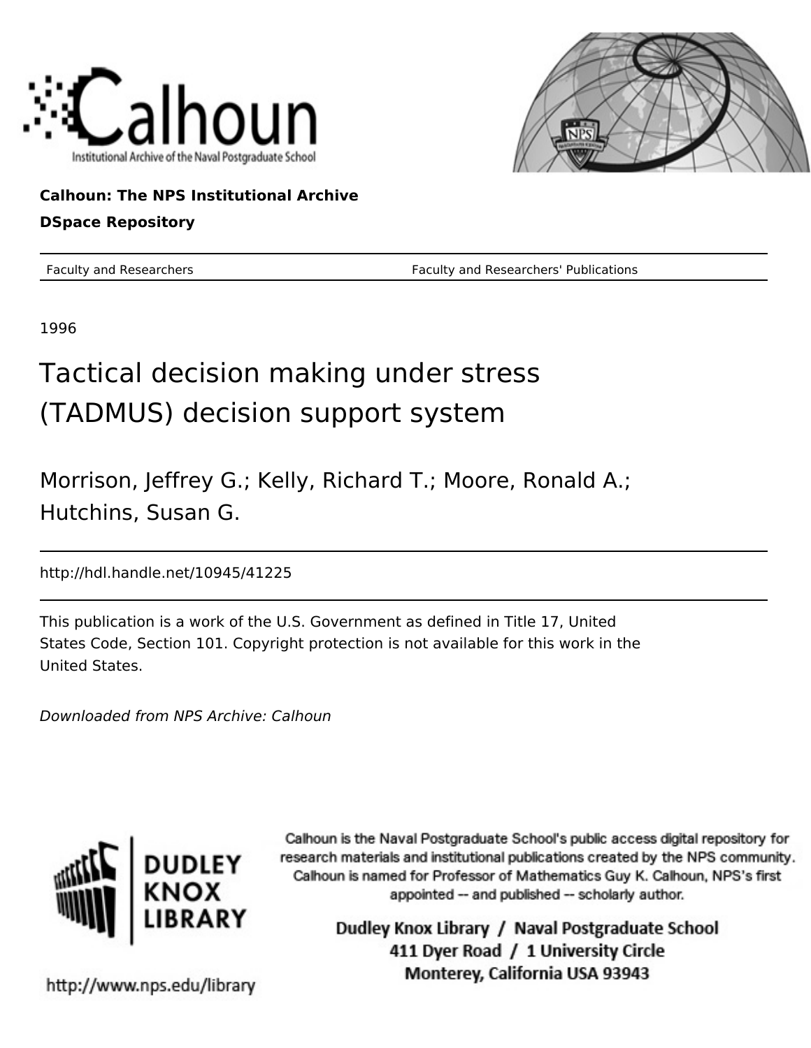Calhoun

Institutional Archive of the Naval Postgraduate School

**Calhoun: The NPS Institutional Archive**

**DSpace Repository**

| Faculty and Researchers | Faculty and Researchers' Publications |
| --- | --- |

1996

# Tactical decision making under stress (TADMUS) decision support system

Morrison, Jeffrey G.; Kelly, Richard T.; Moore, Ronald A.; Hutchins, Susan G.

http://hdl.handle.net/10945/41225

This publication is a work of the U.S. Government as defined in Title 17, United States Code, Section 101. Copyright protection is not available for this work in the United States.

*Downloaded from NPS Archive: Calhoun*

DUDLEY KNOX LIBRARY

Calhoun is the Naval Postgraduate School's public access digital repository for research materials and institutional publications created by the NPS community. Calhoun is named for Professor of Mathematics Guy K. Calhoun, NPS's first appointed -- and published -- scholarly author.

Dudley Knox Library / Naval Postgraduate School
411 Dyer Road / 1 University Circle
Monterey, California USA 93943

http://www.nps.edu/library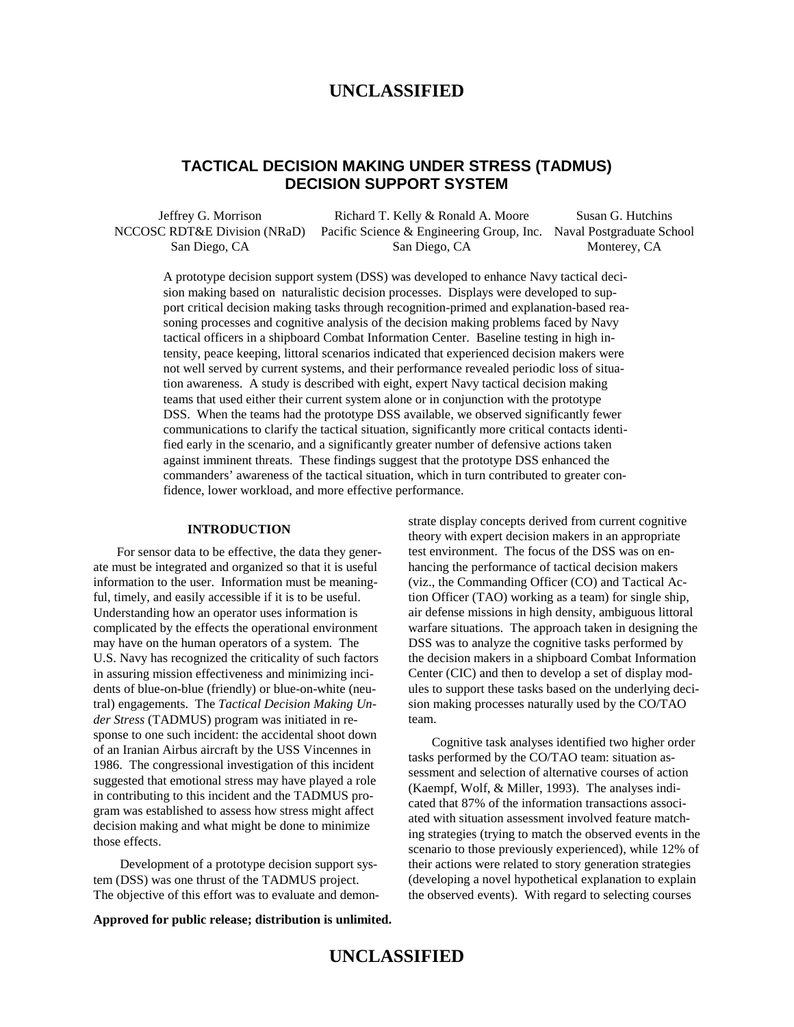# TACTICAL DECISION MAKING UNDER STRESS (TADMUS) DECISION SUPPORT SYSTEM

Jeffrey G. Morrison
NCCOSC RDT&E Division (NRaD)
San Diego, CA

Richard T. Kelly & Ronald A. Moore
Pacific Science & Engineering Group, Inc.
San Diego, CA

Susan G. Hutchins
Naval Postgraduate School
Monterey, CA

A prototype decision support system (DSS) was developed to enhance Navy tactical decision making based on naturalistic decision processes. Displays were developed to support critical decision making tasks through recognition-primed and explanation-based reasoning processes and cognitive analysis of the decision making problems faced by Navy tactical officers in a shipboard Combat Information Center. Baseline testing in high intensity, peace keeping, littoral scenarios indicated that experienced decision makers were not well served by current systems, and their performance revealed periodic loss of situation awareness. A study is described with eight, expert Navy tactical decision making teams that used either their current system alone or in conjunction with the prototype DSS. When the teams had the prototype DSS available, we observed significantly fewer communications to clarify the tactical situation, significantly more critical contacts identified early in the scenario, and a significantly greater number of defensive actions taken against imminent threats. These findings suggest that the prototype DSS enhanced the commanders' awareness of the tactical situation, which in turn contributed to greater confidence, lower workload, and more effective performance.

## INTRODUCTION

For sensor data to be effective, the data they generate must be integrated and organized so that it is useful information to the user. Information must be meaningful, timely, and easily accessible if it is to be useful. Understanding how an operator uses information is complicated by the effects the operational environment may have on the human operators of a system. The U.S. Navy has recognized the criticality of such factors in assuring mission effectiveness and minimizing incidents of blue-on-blue (friendly) or blue-on-white (neutral) engagements. The *Tactical Decision Making Under Stress* (TADMUS) program was initiated in response to one such incident: the accidental shoot down of an Iranian Airbus aircraft by the USS Vincennes in 1986. The congressional investigation of this incident suggested that emotional stress may have played a role in contributing to this incident and the TADMUS program was established to assess how stress might affect decision making and what might be done to minimize those effects.

Development of a prototype decision support system (DSS) was one thrust of the TADMUS project. The objective of this effort was to evaluate and demonstrate display concepts derived from current cognitive theory with expert decision makers in an appropriate test environment. The focus of the DSS was on enhancing the performance of tactical decision makers (viz., the Commanding Officer (CO) and Tactical Action Officer (TAO) working as a team) for single ship, air defense missions in high density, ambiguous littoral warfare situations. The approach taken in designing the DSS was to analyze the cognitive tasks performed by the decision makers in a shipboard Combat Information Center (CIC) and then to develop a set of display modules to support these tasks based on the underlying decision making processes naturally used by the CO/TAO team.

Cognitive task analyses identified two higher order tasks performed by the CO/TAO team: situation assessment and selection of alternative courses of action (Kaempf, Wolf, & Miller, 1993). The analyses indicated that 87% of the information transactions associated with situation assessment involved feature matching strategies (trying to match the observed events in the scenario to those previously experienced), while 12% of their actions were related to story generation strategies (developing a novel hypothetical explanation to explain the observed events). With regard to selecting courses

**Approved for public release; distribution is unlimited.**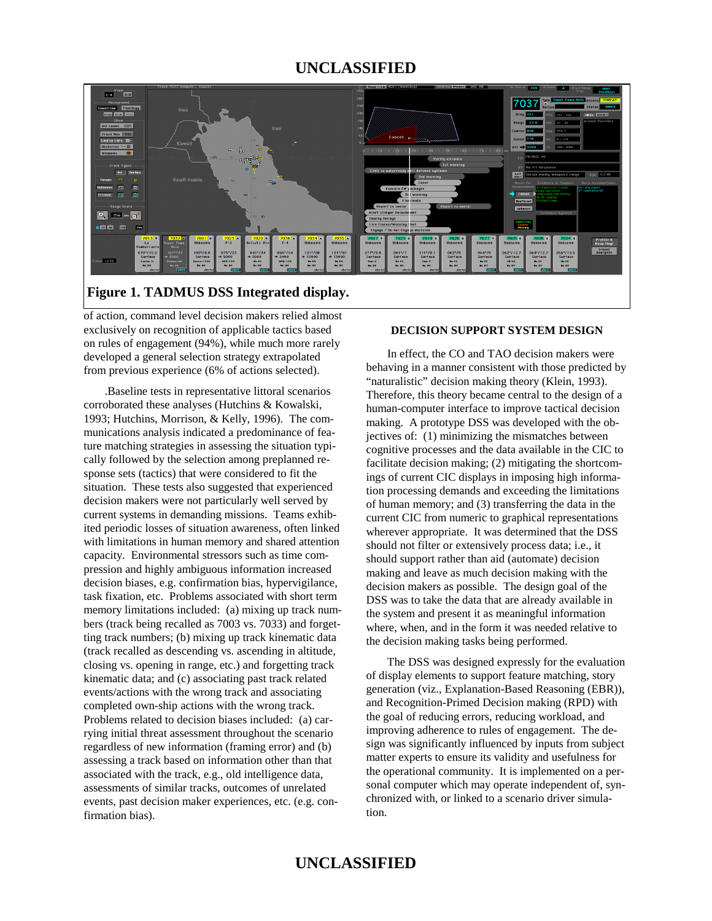**Figure 1. TADMUS DSS Integrated display.**

of action, command level decision makers relied almost exclusively on recognition of applicable tactics based on rules of engagement (94%), while much more rarely developed a general selection strategy extrapolated from previous experience (6% of actions selected).

.Baseline tests in representative littoral scenarios corroborated these analyses (Hutchins & Kowalski, 1993; Hutchins, Morrison, & Kelly, 1996). The communications analysis indicated a predominance of feature matching strategies in assessing the situation typically followed by the selection among preplanned response sets (tactics) that were considered to fit the situation. These tests also suggested that experienced decision makers were not particularly well served by current systems in demanding missions. Teams exhibited periodic losses of situation awareness, often linked with limitations in human memory and shared attention capacity. Environmental stressors such as time compression and highly ambiguous information increased decision biases, e.g. confirmation bias, hypervigilance, task fixation, etc. Problems associated with short term memory limitations included: (a) mixing up track numbers (track being recalled as 7003 vs. 7033) and forgetting track numbers; (b) mixing up track kinematic data (track recalled as descending vs. ascending in altitude, closing vs. opening in range, etc.) and forgetting track kinematic data; and (c) associating past track related events/actions with the wrong track and associating completed own-ship actions with the wrong track. Problems related to decision biases included: (a) carrying initial threat assessment throughout the scenario regardless of new information (framing error) and (b) assessing a track based on information other than that associated with the track, e.g., old intelligence data, assessments of similar tracks, outcomes of unrelated events, past decision maker experiences, etc. (e.g. confirmation bias).

## DECISION SUPPORT SYSTEM DESIGN

In effect, the CO and TAO decision makers were behaving in a manner consistent with those predicted by "naturalistic" decision making theory (Klein, 1993). Therefore, this theory became central to the design of a human-computer interface to improve tactical decision making. A prototype DSS was developed with the objectives of: (1) minimizing the mismatches between cognitive processes and the data available in the CIC to facilitate decision making; (2) mitigating the shortcomings of current CIC displays in imposing high information processing demands and exceeding the limitations of human memory; and (3) transferring the data in the current CIC from numeric to graphical representations wherever appropriate. It was determined that the DSS should not filter or extensively process data; i.e., it should support rather than aid (automate) decision making and leave as much decision making with the decision makers as possible. The design goal of the DSS was to take the data that are already available in the system and present it as meaningful information where, when, and in the form it was needed relative to the decision making tasks being performed.

The DSS was designed expressly for the evaluation of display elements to support feature matching, story generation (viz., Explanation-Based Reasoning (EBR)), and Recognition-Primed Decision making (RPD) with the goal of reducing errors, reducing workload, and improving adherence to rules of engagement. The design was significantly influenced by inputs from subject matter experts to ensure its validity and usefulness for the operational community. It is implemented on a personal computer which may operate independent of, synchronized with, or linked to a scenario driver simulation.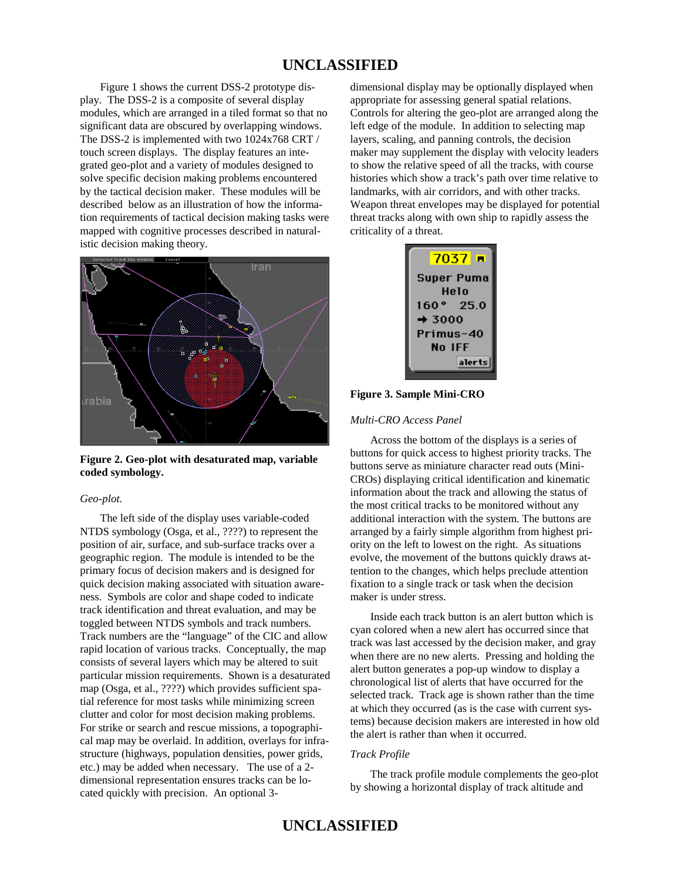Figure 1 shows the current DSS-2 prototype display. The DSS-2 is a composite of several display modules, which are arranged in a tiled format so that no significant data are obscured by overlapping windows. The DSS-2 is implemented with two 1024x768 CRT / touch screen displays. The display features an integrated geo-plot and a variety of modules designed to solve specific decision making problems encountered by the tactical decision maker. These modules will be described below as an illustration of how the information requirements of tactical decision making tasks were mapped with cognitive processes described in naturalistic decision making theory.

**Figure 2. Geo-plot with desaturated map, variable coded symbology.**

*Geo-plot.*

The left side of the display uses variable-coded NTDS symbology (Osga, et al., ????) to represent the position of air, surface, and sub-surface tracks over a geographic region. The module is intended to be the primary focus of decision makers and is designed for quick decision making associated with situation awareness. Symbols are color and shape coded to indicate track identification and threat evaluation, and may be toggled between NTDS symbols and track numbers. Track numbers are the "language" of the CIC and allow rapid location of various tracks. Conceptually, the map consists of several layers which may be altered to suit particular mission requirements. Shown is a desaturated map (Osga, et al., ????) which provides sufficient spatial reference for most tasks while minimizing screen clutter and color for most decision making problems. For strike or search and rescue missions, a topographical map may be overlaid. In addition, overlays for infrastructure (highways, population densities, power grids, etc.) may be added when necessary. The use of a 2-dimensional representation ensures tracks can be located quickly with precision. An optional 3-dimensional display may be optionally displayed when appropriate for assessing general spatial relations. Controls for altering the geo-plot are arranged along the left edge of the module. In addition to selecting map layers, scaling, and panning controls, the decision maker may supplement the display with velocity leaders to show the relative speed of all the tracks, with course histories which show a track's path over time relative to landmarks, with air corridors, and with other tracks. Weapon threat envelopes may be displayed for potential threat tracks along with own ship to rapidly assess the criticality of a threat.

**Figure 3. Sample Mini-CRO**

*Multi-CRO Access Panel*

Across the bottom of the displays is a series of buttons for quick access to highest priority tracks. The buttons serve as miniature character read outs (Mini-CROs) displaying critical identification and kinematic information about the track and allowing the status of the most critical tracks to be monitored without any additional interaction with the system. The buttons are arranged by a fairly simple algorithm from highest priority on the left to lowest on the right. As situations evolve, the movement of the buttons quickly draws attention to the changes, which helps preclude attention fixation to a single track or task when the decision maker is under stress.

Inside each track button is an alert button which is cyan colored when a new alert has occurred since that track was last accessed by the decision maker, and gray when there are no new alerts. Pressing and holding the alert button generates a pop-up window to display a chronological list of alerts that have occurred for the selected track. Track age is shown rather than the time at which they occurred (as is the case with current systems) because decision makers are interested in how old the alert is rather than when it occurred.

*Track Profile*

The track profile module complements the geo-plot by showing a horizontal display of track altitude and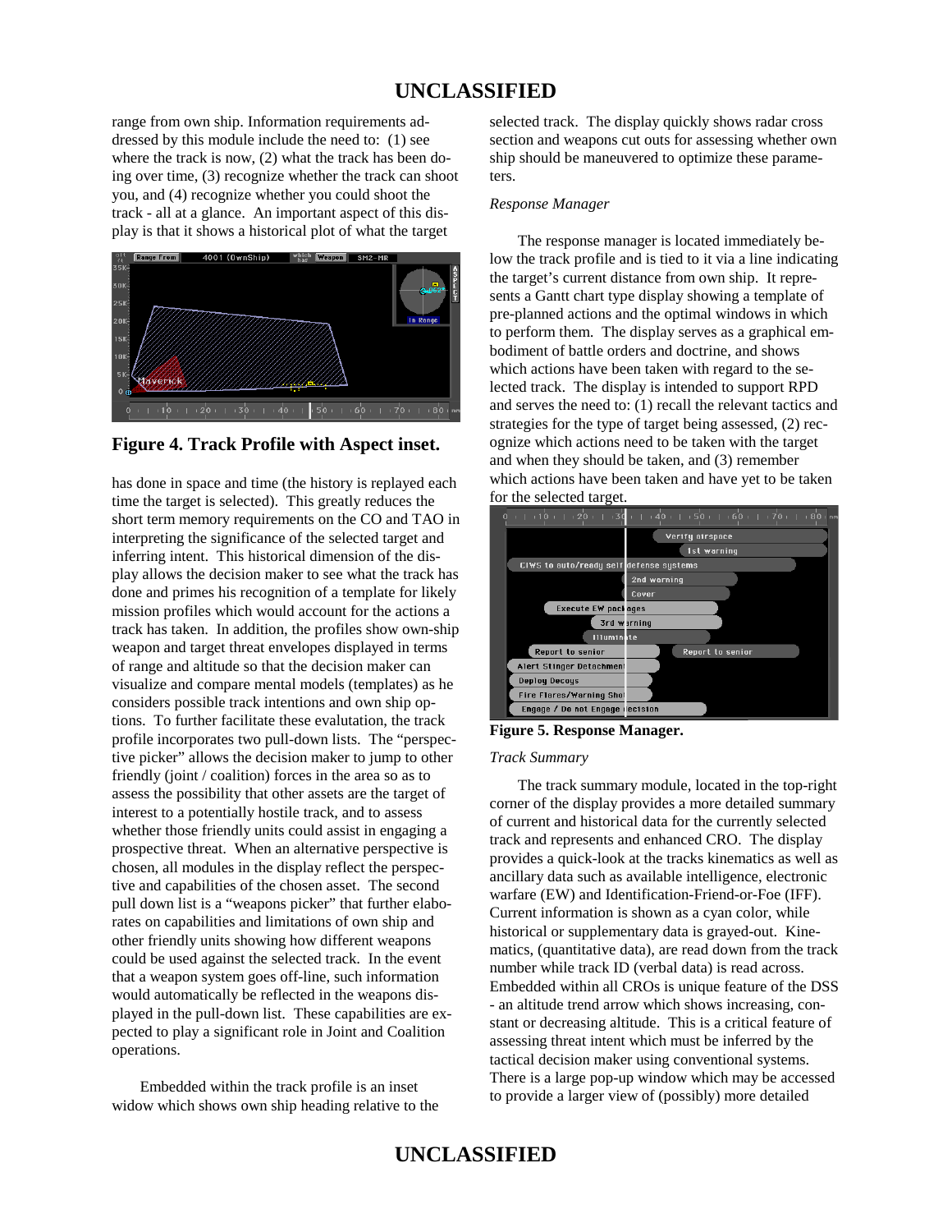range from own ship. Information requirements addressed by this module include the need to: (1) see where the track is now, (2) what the track has been doing over time, (3) recognize whether the track can shoot you, and (4) recognize whether you could shoot the track - all at a glance. An important aspect of this display is that it shows a historical plot of what the target has done in space and time (the history is replayed each time the target is selected). This greatly reduces the short term memory requirements on the CO and TAO in interpreting the significance of the selected target and inferring intent. This historical dimension of the display allows the decision maker to see what the track has done and primes his recognition of a template for likely mission profiles which would account for the actions a track has taken. In addition, the profiles show own-ship weapon and target threat envelopes displayed in terms of range and altitude so that the decision maker can visualize and compare mental models (templates) as he considers possible track intentions and own ship options. To further facilitate these evaluation, the track profile incorporates two pull-down lists. The "perspective picker" allows the decision maker to jump to other friendly (joint / coalition) forces in the area so as to assess the possibility that other assets are the target of interest to a potentially hostile track, and to assess whether those friendly units could assist in engaging a prospective threat. When an alternative perspective is chosen, all modules in the display reflect the perspective and capabilities of the chosen asset. The second pull down list is a "weapons picker" that further elaborates on capabilities and limitations of own ship and other friendly units showing how different weapons could be used against the selected track. In the event that a weapon system goes off-line, such information would automatically be reflected in the weapons displayed in the pull-down list. These capabilities are expected to play a significant role in Joint and Coalition operations.

**Figure 4. Track Profile with Aspect inset.**

Embedded within the track profile is an inset widow which shows own ship heading relative to the selected track. The display quickly shows radar cross section and weapons cut outs for assessing whether own ship should be maneuvered to optimize these parameters.

*Response Manager*

The response manager is located immediately below the track profile and is tied to it via a line indicating the target's current distance from own ship. It represents a Gantt chart type display showing a template of pre-planned actions and the optimal windows in which to perform them. The display serves as a graphical embodiment of battle orders and doctrine, and shows which actions have been taken with regard to the selected track. The display is intended to support RPD and serves the need to: (1) recall the relevant tactics and strategies for the type of target being assessed, (2) recognize which actions need to be taken with the target and when they should be taken, and (3) remember which actions have been taken and have yet to be taken for the selected target.

**Figure 5. Response Manager.**

*Track Summary*

The track summary module, located in the top-right corner of the display provides a more detailed summary of current and historical data for the currently selected track and represents and enhanced CRO. The display provides a quick-look at the tracks kinematics as well as ancillary data such as available intelligence, electronic warfare (EW) and Identification-Friend-or-Foe (IFF). Current information is shown as a cyan color, while historical or supplementary data is grayed-out. Kinematics, (quantitative data), are read down from the track number while track ID (verbal data) is read across. Embedded within all CROs is unique feature of the DSS - an altitude trend arrow which shows increasing, constant or decreasing altitude. This is a critical feature of assessing threat intent which must be inferred by the tactical decision maker using conventional systems. There is a large pop-up window which may be accessed to provide a larger view of (possibly) more detailed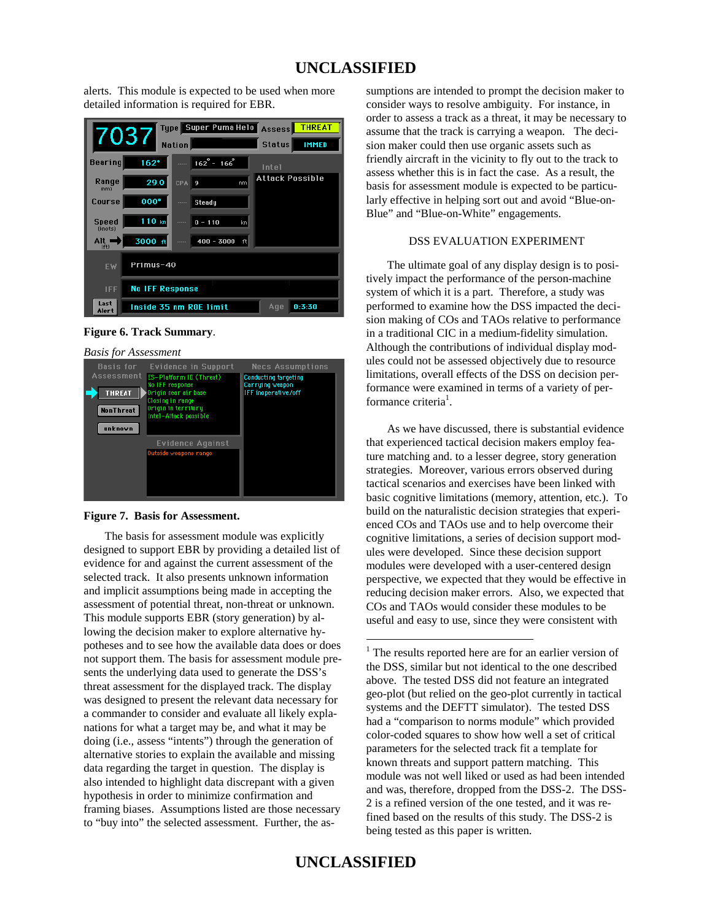alerts. This module is expected to be used when more detailed information is required for EBR.

Figure 6. Track Summary.

*Basis for Assessment*

**Figure 7. Basis for Assessment.**

The basis for assessment module was explicitly designed to support EBR by providing a detailed list of evidence for and against the current assessment of the selected track. It also presents unknown information and implicit assumptions being made in accepting the assessment of potential threat, non-threat or unknown. This module supports EBR (story generation) by allowing the decision maker to explore alternative hypotheses and to see how the available data does or does not support them. The basis for assessment module presents the underlying data used to generate the DSS's threat assessment for the displayed track. The display was designed to present the relevant data necessary for a commander to consider and evaluate all likely explanations for what a target may be, and what it may be doing (i.e., assess "intents") through the generation of alternative stories to explain the available and missing data regarding the target in question. The display is also intended to highlight data discrepant with a given hypothesis in order to minimize confirmation and framing biases. Assumptions listed are those necessary to "buy into" the selected assessment. Further, the assumptions are intended to prompt the decision maker to consider ways to resolve ambiguity. For instance, in order to assess a track as a threat, it may be necessary to assume that the track is carrying a weapon. The decision maker could then use organic assets such as friendly aircraft in the vicinity to fly out to the track to assess whether this is in fact the case. As a result, the basis for assessment module is expected to be particularly effective in helping sort out and avoid "Blue-on-Blue" and "Blue-on-White" engagements.

## DSS EVALUATION EXPERIMENT

The ultimate goal of any display design is to positively impact the performance of the person-machine system of which it is a part. Therefore, a study was performed to examine how the DSS impacted the decision making of COs and TAOs relative to performance in a traditional CIC in a medium-fidelity simulation. Although the contributions of individual display modules could not be assessed objectively due to resource limitations, overall effects of the DSS on decision performance were examined in terms of a variety of performance criteria[1].

As we have discussed, there is substantial evidence that experienced tactical decision makers employ feature matching and. to a lesser degree, story generation strategies. Moreover, various errors observed during tactical scenarios and exercises have been linked with basic cognitive limitations (memory, attention, etc.). To build on the naturalistic decision strategies that experienced COs and TAOs use and to help overcome their cognitive limitations, a series of decision support modules were developed. Since these decision support modules were developed with a user-centered design perspective, we expected that they would be effective in reducing decision maker errors. Also, we expected that COs and TAOs would consider these modules to be useful and easy to use, since they were consistent with

---

[1] The results reported here are for an earlier version of the DSS, similar but not identical to the one described above. The tested DSS did not feature an integrated geo-plot (but relied on the geo-plot currently in tactical systems and the DEFTT simulator). The tested DSS had a "comparison to norms module" which provided color-coded squares to show how well a set of critical parameters for the selected track fit a template for known threats and support pattern matching. This module was not well liked or used as had been intended and was, therefore, dropped from the DSS-2. The DSS-2 is a refined version of the one tested, and it was refined based on the results of this study. The DSS-2 is being tested as this paper is written.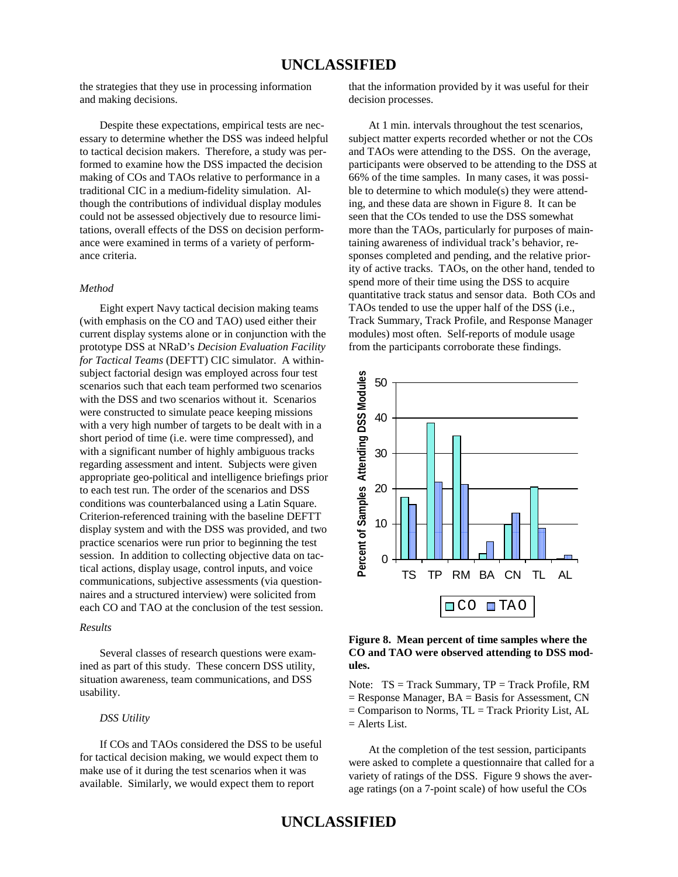the strategies that they use in processing information and making decisions.

Despite these expectations, empirical tests are necessary to determine whether the DSS was indeed helpful to tactical decision makers. Therefore, a study was performed to examine how the DSS impacted the decision making of COs and TAOs relative to performance in a traditional CIC in a medium-fidelity simulation. Although the contributions of individual display modules could not be assessed objectively due to resource limitations, overall effects of the DSS on decision performance were examined in terms of a variety of performance criteria.

*Method*

Eight expert Navy tactical decision making teams (with emphasis on the CO and TAO) used either their current display systems alone or in conjunction with the prototype DSS at NRaD's *Decision Evaluation Facility for Tactical Teams* (DEFTT) CIC simulator. A within-subject factorial design was employed across four test scenarios such that each team performed two scenarios with the DSS and two scenarios without it. Scenarios were constructed to simulate peace keeping missions with a very high number of targets to be dealt with in a short period of time (i.e. were time compressed), and with a significant number of highly ambiguous tracks regarding assessment and intent. Subjects were given appropriate geo-political and intelligence briefings prior to each test run. The order of the scenarios and DSS conditions was counterbalanced using a Latin Square. Criterion-referenced training with the baseline DEFTT display system and with the DSS was provided, and two practice scenarios were run prior to beginning the test session. In addition to collecting objective data on tactical actions, display usage, control inputs, and voice communications, subjective assessments (via questionnaires and a structured interview) were solicited from each CO and TAO at the conclusion of the test session.

*Results*

Several classes of research questions were examined as part of this study. These concern DSS utility, situation awareness, team communications, and DSS usability.

*DSS Utility*

If COs and TAOs considered the DSS to be useful for tactical decision making, we would expect them to make use of it during the test scenarios when it was available. Similarly, we would expect them to report that the information provided by it was useful for their decision processes.

At 1 min. intervals throughout the test scenarios, subject matter experts recorded whether or not the COs and TAOs were attending to the DSS. On the average, participants were observed to be attending to the DSS at 66% of the time samples. In many cases, it was possible to determine to which module(s) they were attending, and these data are shown in Figure 8. It can be seen that the COs tended to use the DSS somewhat more than the TAOs, particularly for purposes of maintaining awareness of individual track's behavior, responses completed and pending, and the relative priority of active tracks. TAOs, on the other hand, tended to spend more of their time using the DSS to acquire quantitative track status and sensor data. Both COs and TAOs tended to use the upper half of the DSS (i.e., Track Summary, Track Profile, and Response Manager modules) most often. Self-reports of module usage from the participants corroborate these findings.

Percent of Samples Attending DSS Modules

50
40
30
20
10
0

TS TP RM BA CN TL AL

CO TAO

**Figure 8. Mean percent of time samples where the CO and TAO were observed attending to DSS modules.**

Note: TS = Track Summary, TP = Track Profile, RM = Response Manager, BA = Basis for Assessment, CN = Comparison to Norms, TL = Track Priority List, AL = Alerts List.

At the completion of the test session, participants were asked to complete a questionnaire that called for a variety of ratings of the DSS. Figure 9 shows the average ratings (on a 7-point scale) of how useful the COs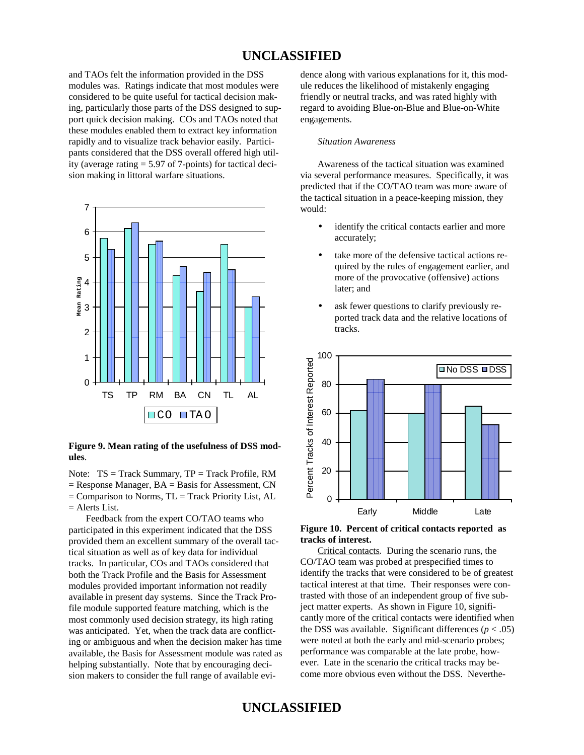and TAOs felt the information provided in the DSS modules was. Ratings indicate that most modules were considered to be quite useful for tactical decision making, particularly those parts of the DSS designed to support quick decision making. COs and TAOs noted that these modules enabled them to extract key information rapidly and to visualize track behavior easily. Participants considered that the DSS overall offered high utility (average rating = 5.97 of 7-points) for tactical decision making in littoral warfare situations.

**Figure 9. Mean rating of the usefulness of DSS modules**.

Note: TS = Track Summary, TP = Track Profile, RM = Response Manager, BA = Basis for Assessment, CN = Comparison to Norms, TL = Track Priority List, AL = Alerts List.

Feedback from the expert CO/TAO teams who participated in this experiment indicated that the DSS provided them an excellent summary of the overall tactical situation as well as of key data for individual tracks. In particular, COs and TAOs considered that both the Track Profile and the Basis for Assessment modules provided important information not readily available in present day systems. Since the Track Profile module supported feature matching, which is the most commonly used decision strategy, its high rating was anticipated. Yet, when the track data are conflicting or ambiguous and when the decision maker has time available, the Basis for Assessment module was rated as helping substantially. Note that by encouraging decision makers to consider the full range of available evidence along with various explanations for it, this module reduces the likelihood of mistakenly engaging friendly or neutral tracks, and was rated highly with regard to avoiding Blue-on-Blue and Blue-on-White engagements.

*Situation Awareness*

Awareness of the tactical situation was examined via several performance measures. Specifically, it was predicted that if the CO/TAO team was more aware of the tactical situation in a peace-keeping mission, they would:

- identify the critical contacts earlier and more accurately;
- take more of the defensive tactical actions required by the rules of engagement earlier, and more of the provocative (offensive) actions later; and
- ask fewer questions to clarify previously reported track data and the relative locations of tracks.

**Figure 10. Percent of critical contacts reported as tracks of interest.**

Critical contacts. During the scenario runs, the CO/TAO team was probed at prespecified times to identify the tracks that were considered to be of greatest tactical interest at that time. Their responses were contrasted with those of an independent group of five subject matter experts. As shown in Figure 10, significantly more of the critical contacts were identified when the DSS was available. Significant differences ($p < .05$) were noted at both the early and mid-scenario probes; performance was comparable at the late probe, however. Late in the scenario the critical tracks may become more obvious even without the DSS. Neverthe-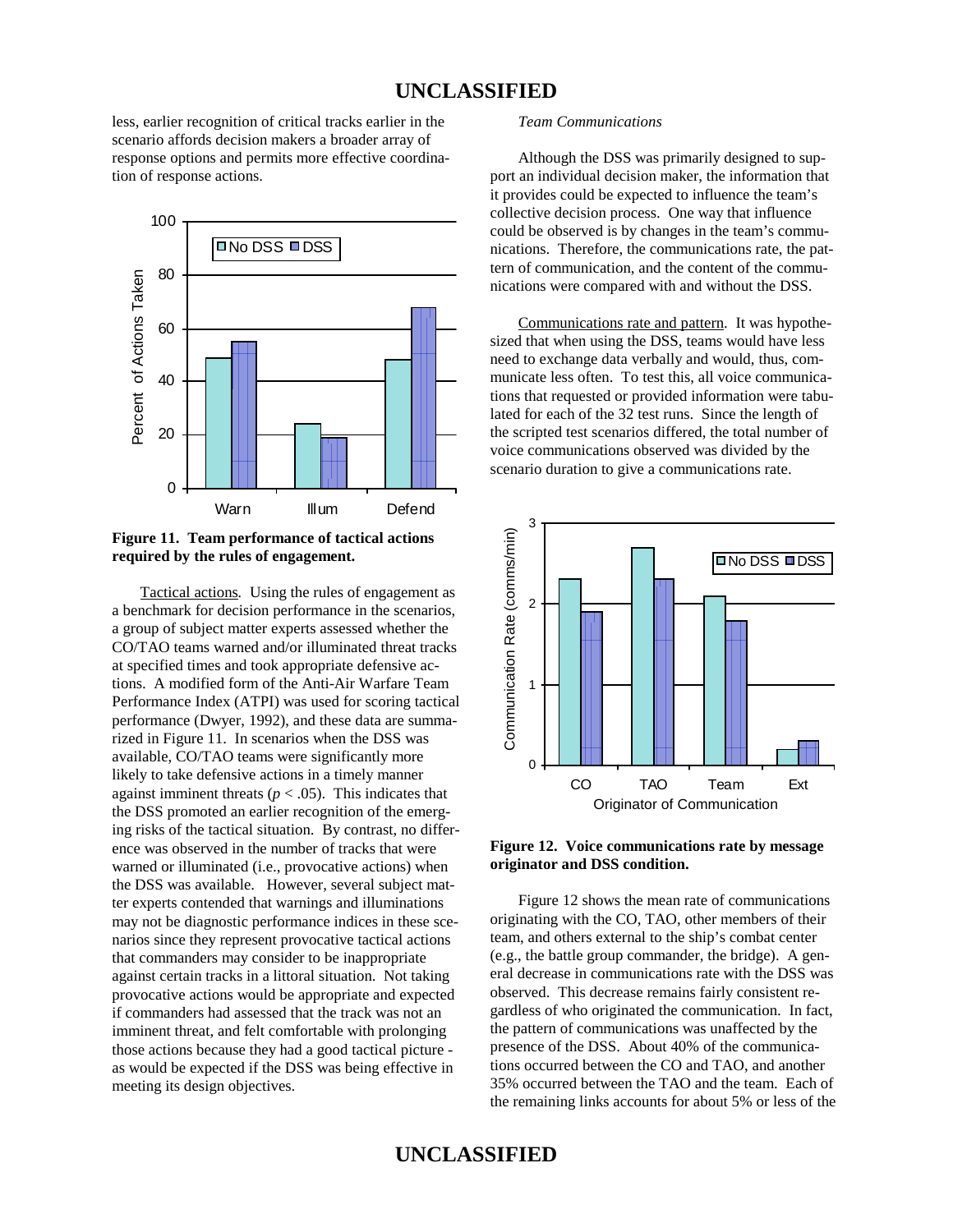less, earlier recognition of critical tracks earlier in the scenario affords decision makers a broader array of response options and permits more effective coordination of response actions.

**Figure 11. Team performance of tactical actions required by the rules of engagement.**

Tactical actions. Using the rules of engagement as a benchmark for decision performance in the scenarios, a group of subject matter experts assessed whether the CO/TAO teams warned and/or illuminated threat tracks at specified times and took appropriate defensive actions. A modified form of the Anti-Air Warfare Team Performance Index (ATPI) was used for scoring tactical performance (Dwyer, 1992), and these data are summarized in Figure 11. In scenarios when the DSS was available, CO/TAO teams were significantly more likely to take defensive actions in a timely manner against imminent threats ($p < .05$). This indicates that the DSS promoted an earlier recognition of the emerging risks of the tactical situation. By contrast, no difference was observed in the number of tracks that were warned or illuminated (i.e., provocative actions) when the DSS was available. However, several subject matter experts contended that warnings and illuminations may not be diagnostic performance indices in these scenarios since they represent provocative tactical actions that commanders may consider to be inappropriate against certain tracks in a littoral situation. Not taking provocative actions would be appropriate and expected if commanders had assessed that the track was not an imminent threat, and felt comfortable with prolonging those actions because they had a good tactical picture - as would be expected if the DSS was being effective in meeting its design objectives.

*Team Communications*

Although the DSS was primarily designed to support an individual decision maker, the information that it provides could be expected to influence the team's collective decision process. One way that influence could be observed is by changes in the team's communications. Therefore, the communications rate, the pattern of communication, and the content of the communications were compared with and without the DSS.

Communications rate and pattern. It was hypothesized that when using the DSS, teams would have less need to exchange data verbally and would, thus, communicate less often. To test this, all voice communications that requested or provided information were tabulated for each of the 32 test runs. Since the length of the scripted test scenarios differed, the total number of voice communications observed was divided by the scenario duration to give a communications rate.

**Figure 12. Voice communications rate by message originator and DSS condition.**

Figure 12 shows the mean rate of communications originating with the CO, TAO, other members of their team, and others external to the ship's combat center (e.g., the battle group commander, the bridge). A general decrease in communications rate with the DSS was observed. This decrease remains fairly consistent regardless of who originated the communication. In fact, the pattern of communications was unaffected by the presence of the DSS. About 40% of the communications occurred between the CO and TAO, and another 35% occurred between the TAO and the team. Each of the remaining links accounts for about 5% or less of the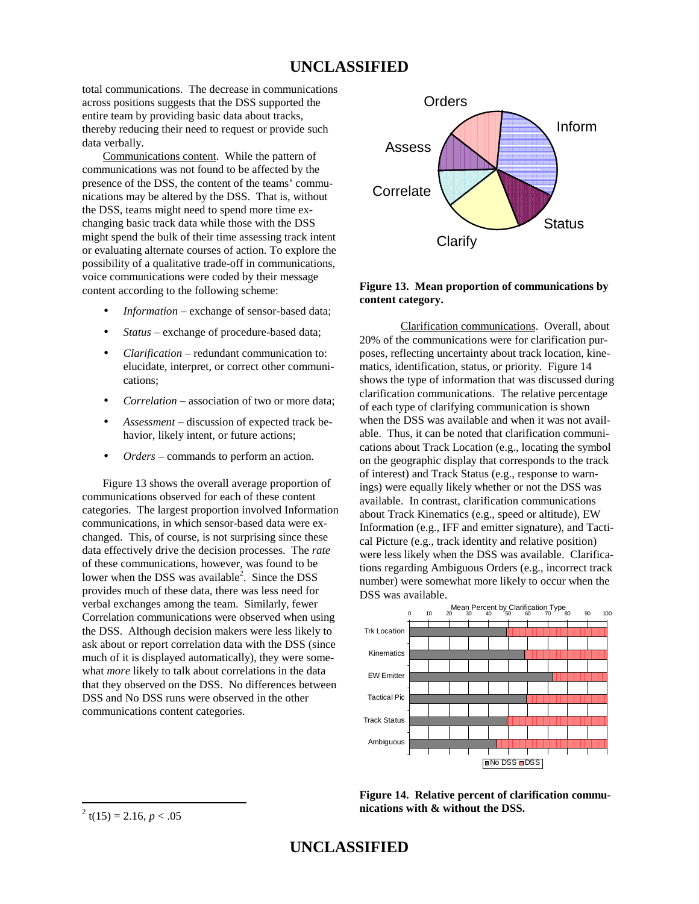total communications. The decrease in communications across positions suggests that the DSS supported the entire team by providing basic data about tracks, thereby reducing their need to request or provide such data verbally.

Communications content. While the pattern of communications was not found to be affected by the presence of the DSS, the content of the teams' communications may be altered by the DSS. That is, without the DSS, teams might need to spend more time exchanging basic track data while those with the DSS might spend the bulk of their time assessing track intent or evaluating alternate courses of action. To explore the possibility of a qualitative trade-off in communications, voice communications were coded by their message content according to the following scheme:

- *Information* – exchange of sensor-based data;
- *Status* – exchange of procedure-based data;
- *Clarification* – redundant communication to: elucidate, interpret, or correct other communications;
- *Correlation* – association of two or more data;
- *Assessment* – discussion of expected track behavior, likely intent, or future actions;
- *Orders* – commands to perform an action.

Figure 13 shows the overall average proportion of communications observed for each of these content categories. The largest proportion involved Information communications, in which sensor-based data were exchanged. This, of course, is not surprising since these data effectively drive the decision processes. The *rate* of these communications, however, was found to be lower when the DSS was available[2]. Since the DSS provides much of these data, there was less need for verbal exchanges among the team. Similarly, fewer Correlation communications were observed when using the DSS. Although decision makers were less likely to ask about or report correlation data with the DSS (since much of it is displayed automatically), they were somewhat *more* likely to talk about correlations in the data that they observed on the DSS. No differences between DSS and No DSS runs were observed in the other communications content categories.

**Figure 13. Mean proportion of communications by content category.**

Clarification communications. Overall, about 20% of the communications were for clarification purposes, reflecting uncertainty about track location, kinematics, identification, status, or priority. Figure 14 shows the type of information that was discussed during clarification communications. The relative percentage of each type of clarifying communication is shown when the DSS was available and when it was not available. Thus, it can be noted that clarification communications about Track Location (e.g., locating the symbol on the geographic display that corresponds to the track of interest) and Track Status (e.g., response to warnings) were equally likely whether or not the DSS was available. In contrast, clarification communications about Track Kinematics (e.g., speed or altitude), EW Information (e.g., IFF and emitter signature), and Tactical Picture (e.g., track identity and relative position) were less likely when the DSS was available. Clarifications regarding Ambiguous Orders (e.g., incorrect track number) were somewhat more likely to occur when the DSS was available.

**Figure 14. Relative percent of clarification communications with & without the DSS.**

[2] t(15) = 2.16, $p < .05$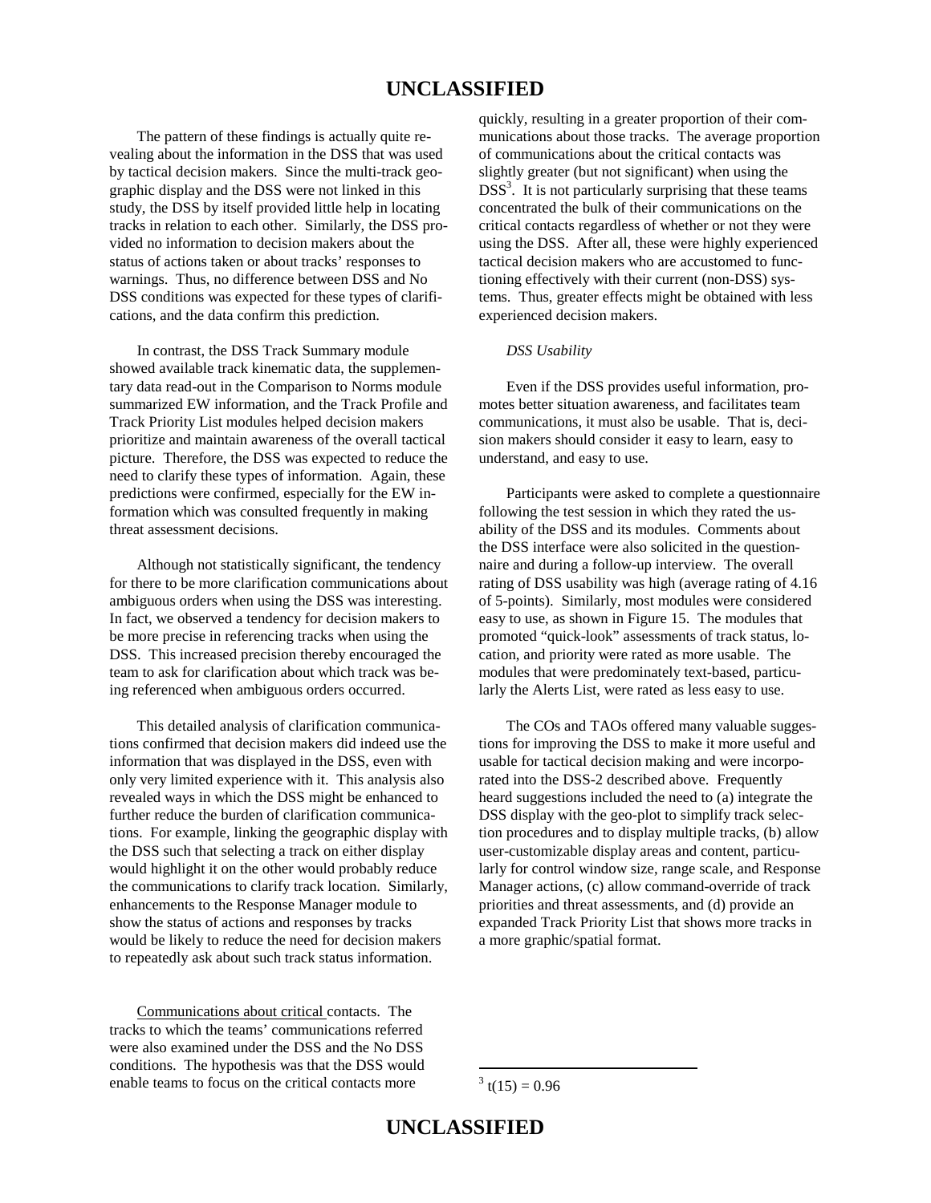The pattern of these findings is actually quite revealing about the information in the DSS that was used by tactical decision makers. Since the multi-track geographic display and the DSS were not linked in this study, the DSS by itself provided little help in locating tracks in relation to each other. Similarly, the DSS provided no information to decision makers about the status of actions taken or about tracks' responses to warnings. Thus, no difference between DSS and No DSS conditions was expected for these types of clarifications, and the data confirm this prediction.

In contrast, the DSS Track Summary module showed available track kinematic data, the supplementary data read-out in the Comparison to Norms module summarized EW information, and the Track Profile and Track Priority List modules helped decision makers prioritize and maintain awareness of the overall tactical picture. Therefore, the DSS was expected to reduce the need to clarify these types of information. Again, these predictions were confirmed, especially for the EW information which was consulted frequently in making threat assessment decisions.

Although not statistically significant, the tendency for there to be more clarification communications about ambiguous orders when using the DSS was interesting. In fact, we observed a tendency for decision makers to be more precise in referencing tracks when using the DSS. This increased precision thereby encouraged the team to ask for clarification about which track was being referenced when ambiguous orders occurred.

This detailed analysis of clarification communications confirmed that decision makers did indeed use the information that was displayed in the DSS, even with only very limited experience with it. This analysis also revealed ways in which the DSS might be enhanced to further reduce the burden of clarification communications. For example, linking the geographic display with the DSS such that selecting a track on either display would highlight it on the other would probably reduce the communications to clarify track location. Similarly, enhancements to the Response Manager module to show the status of actions and responses by tracks would be likely to reduce the need for decision makers to repeatedly ask about such track status information.

Communications about critical contacts. The tracks to which the teams' communications referred were also examined under the DSS and the No DSS conditions. The hypothesis was that the DSS would enable teams to focus on the critical contacts more quickly, resulting in a greater proportion of their communications about those tracks. The average proportion of communications about the critical contacts was slightly greater (but not significant) when using the DSS[3]. It is not particularly surprising that these teams concentrated the bulk of their communications on the critical contacts regardless of whether or not they were using the DSS. After all, these were highly experienced tactical decision makers who are accustomed to functioning effectively with their current (non-DSS) systems. Thus, greater effects might be obtained with less experienced decision makers.

*DSS Usability*

Even if the DSS provides useful information, promotes better situation awareness, and facilitates team communications, it must also be usable. That is, decision makers should consider it easy to learn, easy to understand, and easy to use.

Participants were asked to complete a questionnaire following the test session in which they rated the usability of the DSS and its modules. Comments about the DSS interface were also solicited in the questionnaire and during a follow-up interview. The overall rating of DSS usability was high (average rating of 4.16 of 5-points). Similarly, most modules were considered easy to use, as shown in Figure 15. The modules that promoted "quick-look" assessments of track status, location, and priority were rated as more usable. The modules that were predominately text-based, particularly the Alerts List, were rated as less easy to use.

The COs and TAOs offered many valuable suggestions for improving the DSS to make it more useful and usable for tactical decision making and were incorporated into the DSS-2 described above. Frequently heard suggestions included the need to (a) integrate the DSS display with the geo-plot to simplify track selection procedures and to display multiple tracks, (b) allow user-customizable display areas and content, particularly for control window size, range scale, and Response Manager actions, (c) allow command-override of track priorities and threat assessments, and (d) provide an expanded Track Priority List that shows more tracks in a more graphic/spatial format.

---

[3] $t(15) = 0.96$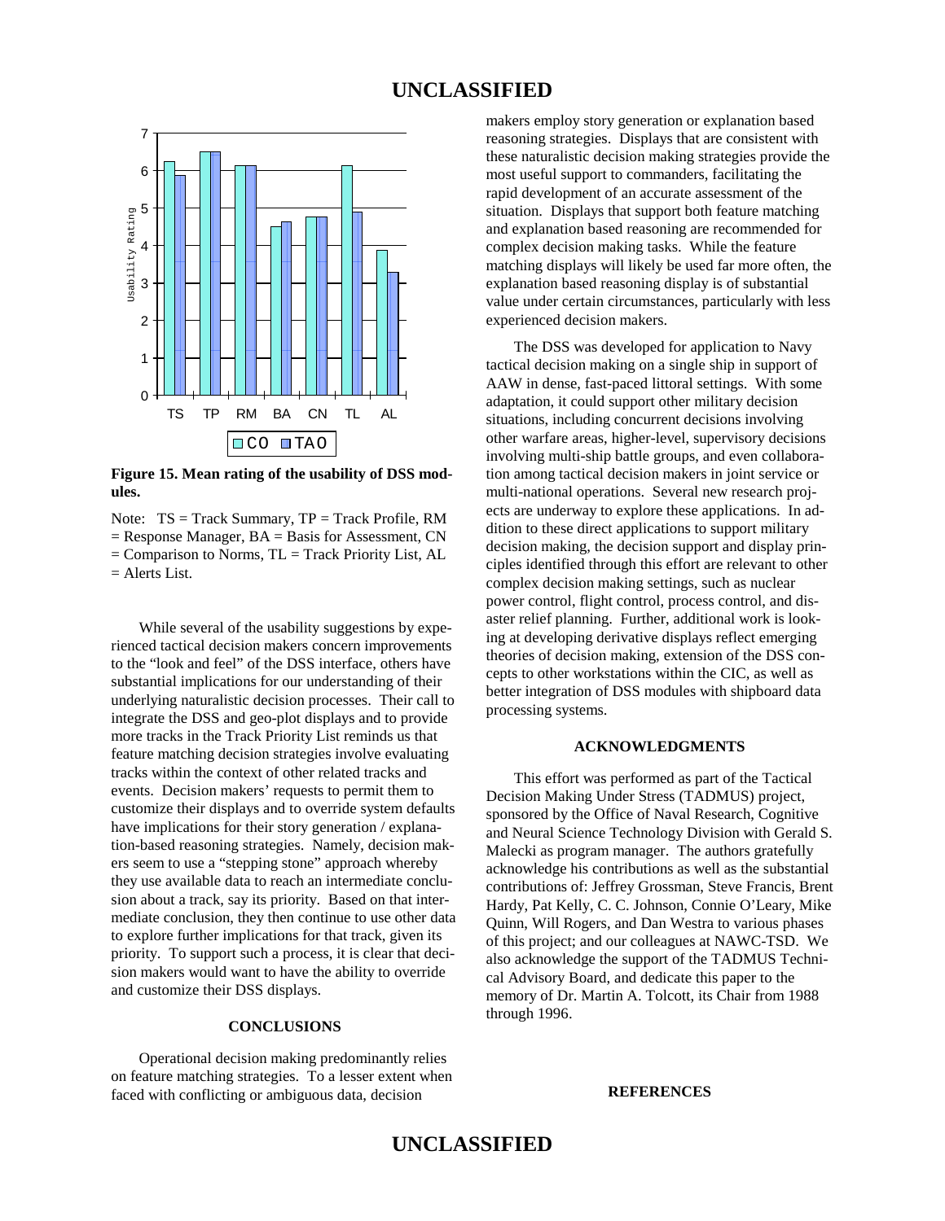7
6
5
4
3
2
1
0

Usability Rating

TS TP RM BA CN TL AL

CO TAO

**Figure 15. Mean rating of the usability of DSS modules.**

Note: TS = Track Summary, TP = Track Profile, RM = Response Manager, BA = Basis for Assessment, CN = Comparison to Norms, TL = Track Priority List, AL = Alerts List.

While several of the usability suggestions by experienced tactical decision makers concern improvements to the "look and feel" of the DSS interface, others have substantial implications for our understanding of their underlying naturalistic decision processes. Their call to integrate the DSS and geo-plot displays and to provide more tracks in the Track Priority List reminds us that feature matching decision strategies involve evaluating tracks within the context of other related tracks and events. Decision makers' requests to permit them to customize their displays and to override system defaults have implications for their story generation / explanation-based reasoning strategies. Namely, decision makers seem to use a "stepping stone" approach whereby they use available data to reach an intermediate conclusion about a track, say its priority. Based on that intermediate conclusion, they then continue to use other data to explore further implications for that track, given its priority. To support such a process, it is clear that decision makers would want to have the ability to override and customize their DSS displays.

### CONCLUSIONS

Operational decision making predominantly relies on feature matching strategies. To a lesser extent when faced with conflicting or ambiguous data, decision makers employ story generation or explanation based reasoning strategies. Displays that are consistent with these naturalistic decision making strategies provide the most useful support to commanders, facilitating the rapid development of an accurate assessment of the situation. Displays that support both feature matching and explanation based reasoning are recommended for complex decision making tasks. While the feature matching displays will likely be used far more often, the explanation based reasoning display is of substantial value under certain circumstances, particularly with less experienced decision makers.

The DSS was developed for application to Navy tactical decision making on a single ship in support of AAW in dense, fast-paced littoral settings. With some adaptation, it could support other military decision situations, including concurrent decisions involving other warfare areas, higher-level, supervisory decisions involving multi-ship battle groups, and even collaboration among tactical decision makers in joint service or multi-national operations. Several new research projects are underway to explore these applications. In addition to these direct applications to support military decision making, the decision support and display principles identified through this effort are relevant to other complex decision making settings, such as nuclear power control, flight control, process control, and disaster relief planning. Further, additional work is looking at developing derivative displays reflect emerging theories of decision making, extension of the DSS concepts to other workstations within the CIC, as well as better integration of DSS modules with shipboard data processing systems.

### ACKNOWLEDGMENTS

This effort was performed as part of the Tactical Decision Making Under Stress (TADMUS) project, sponsored by the Office of Naval Research, Cognitive and Neural Science Technology Division with Gerald S. Malecki as program manager. The authors gratefully acknowledge his contributions as well as the substantial contributions of: Jeffrey Grossman, Steve Francis, Brent Hardy, Pat Kelly, C. C. Johnson, Connie O'Leary, Mike Quinn, Will Rogers, and Dan Westra to various phases of this project; and our colleagues at NAWC-TSD. We also acknowledge the support of the TADMUS Technical Advisory Board, and dedicate this paper to the memory of Dr. Martin A. Tolcott, its Chair from 1988 through 1996.

### REFERENCES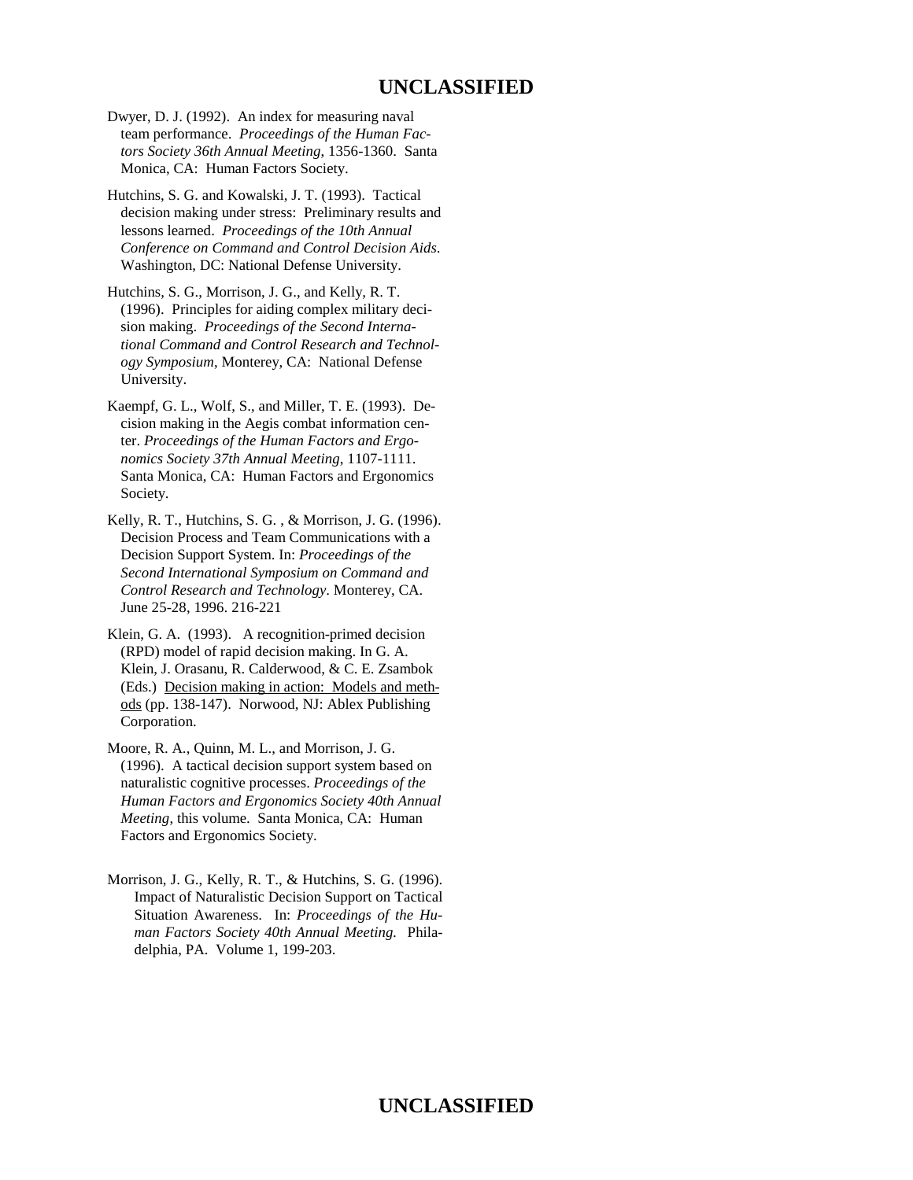Dwyer, D. J. (1992). An index for measuring naval team performance. *Proceedings of the Human Factors Society 36th Annual Meeting*, 1356-1360. Santa Monica, CA: Human Factors Society.

Hutchins, S. G. and Kowalski, J. T. (1993). Tactical decision making under stress: Preliminary results and lessons learned. *Proceedings of the 10th Annual Conference on Command and Control Decision Aids*. Washington, DC: National Defense University.

Hutchins, S. G., Morrison, J. G., and Kelly, R. T. (1996). Principles for aiding complex military decision making. *Proceedings of the Second International Command and Control Research and Technology Symposium*, Monterey, CA: National Defense University.

Kaempf, G. L., Wolf, S., and Miller, T. E. (1993). Decision making in the Aegis combat information center. *Proceedings of the Human Factors and Ergonomics Society 37th Annual Meeting*, 1107-1111. Santa Monica, CA: Human Factors and Ergonomics Society.

Kelly, R. T., Hutchins, S. G. , & Morrison, J. G. (1996). Decision Process and Team Communications with a Decision Support System. In: *Proceedings of the Second International Symposium on Command and Control Research and Technology*. Monterey, CA. June 25-28, 1996. 216-221

Klein, G. A. (1993). A recognition-primed decision (RPD) model of rapid decision making. In G. A. Klein, J. Orasanu, R. Calderwood, & C. E. Zsambok (Eds.) Decision making in action: Models and methods (pp. 138-147). Norwood, NJ: Ablex Publishing Corporation.

Moore, R. A., Quinn, M. L., and Morrison, J. G. (1996). A tactical decision support system based on naturalistic cognitive processes. *Proceedings of the Human Factors and Ergonomics Society 40th Annual Meeting*, this volume. Santa Monica, CA: Human Factors and Ergonomics Society.

Morrison, J. G., Kelly, R. T., & Hutchins, S. G. (1996). Impact of Naturalistic Decision Support on Tactical Situation Awareness. In: *Proceedings of the Human Factors Society 40th Annual Meeting.* Philadelphia, PA. Volume 1, 199-203.